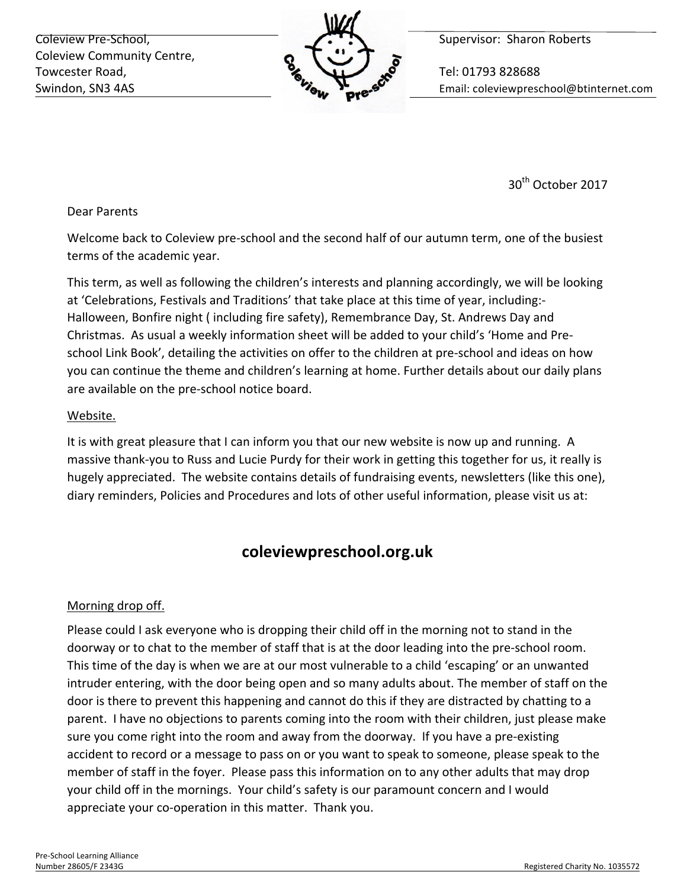Coleview Pre-School,
Coleview Community Centre,
Towcester Road,
Swindon, SN3 4AS

Supervisor: Sharon Roberts

Tel: 01793 828688
Email: coleviewpreschool@btinternet.com

30th October 2017

Dear Parents

Welcome back to Coleview pre-school and the second half of our autumn term, one of the busiest terms of the academic year.

This term, as well as following the children's interests and planning accordingly, we will be looking at 'Celebrations, Festivals and Traditions' that take place at this time of year, including:- Halloween, Bonfire night ( including fire safety), Remembrance Day, St. Andrews Day and Christmas. As usual a weekly information sheet will be added to your child's 'Home and Pre-school Link Book', detailing the activities on offer to the children at pre-school and ideas on how you can continue the theme and children's learning at home. Further details about our daily plans are available on the pre-school notice board.

Website.

It is with great pleasure that I can inform you that our new website is now up and running. A massive thank-you to Russ and Lucie Purdy for their work in getting this together for us, it really is hugely appreciated. The website contains details of fundraising events, newsletters (like this one), diary reminders, Policies and Procedures and lots of other useful information, please visit us at:

**coleviewpreschool.org.uk**

Morning drop off.

Please could I ask everyone who is dropping their child off in the morning not to stand in the doorway or to chat to the member of staff that is at the door leading into the pre-school room. This time of the day is when we are at our most vulnerable to a child 'escaping' or an unwanted intruder entering, with the door being open and so many adults about. The member of staff on the door is there to prevent this happening and cannot do this if they are distracted by chatting to a parent. I have no objections to parents coming into the room with their children, just please make sure you come right into the room and away from the doorway. If you have a pre-existing accident to record or a message to pass on or you want to speak to someone, please speak to the member of staff in the foyer. Please pass this information on to any other adults that may drop your child off in the mornings. Your child's safety is our paramount concern and I would appreciate your co-operation in this matter. Thank you.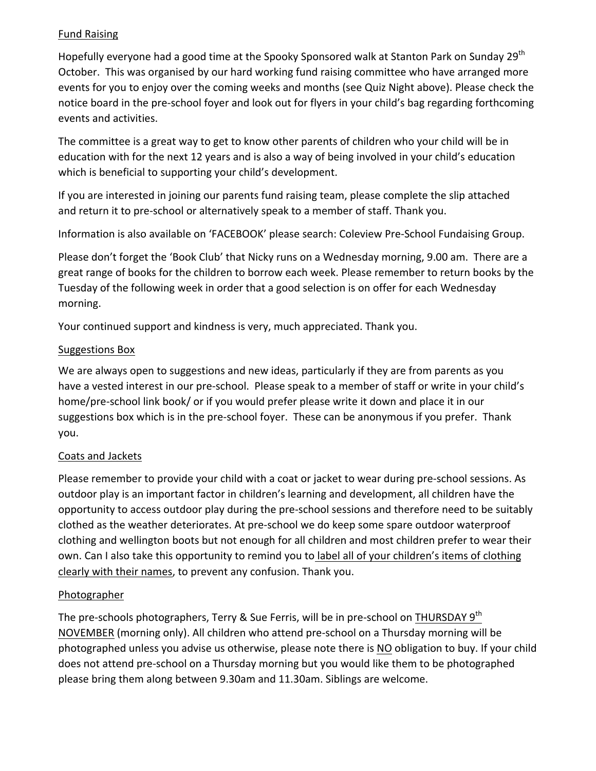## Fund Raising

Hopefully everyone had a good time at the Spooky Sponsored walk at Stanton Park on Sunday 29th October. This was organised by our hard working fund raising committee who have arranged more events for you to enjoy over the coming weeks and months (see Quiz Night above). Please check the notice board in the pre-school foyer and look out for flyers in your child's bag regarding forthcoming events and activities.

The committee is a great way to get to know other parents of children who your child will be in education with for the next 12 years and is also a way of being involved in your child's education which is beneficial to supporting your child's development.

If you are interested in joining our parents fund raising team, please complete the slip attached and return it to pre-school or alternatively speak to a member of staff. Thank you.

Information is also available on 'FACEBOOK' please search: Coleview Pre-School Fundaising Group.

Please don't forget the 'Book Club' that Nicky runs on a Wednesday morning, 9.00 am. There are a great range of books for the children to borrow each week. Please remember to return books by the Tuesday of the following week in order that a good selection is on offer for each Wednesday morning.

Your continued support and kindness is very, much appreciated. Thank you.

## Suggestions Box

We are always open to suggestions and new ideas, particularly if they are from parents as you have a vested interest in our pre-school. Please speak to a member of staff or write in your child's home/pre-school link book/ or if you would prefer please write it down and place it in our suggestions box which is in the pre-school foyer. These can be anonymous if you prefer. Thank you.

## Coats and Jackets

Please remember to provide your child with a coat or jacket to wear during pre-school sessions. As outdoor play is an important factor in children's learning and development, all children have the opportunity to access outdoor play during the pre-school sessions and therefore need to be suitably clothed as the weather deteriorates. At pre-school we do keep some spare outdoor waterproof clothing and wellington boots but not enough for all children and most children prefer to wear their own. Can I also take this opportunity to remind you to label all of your children's items of clothing clearly with their names, to prevent any confusion. Thank you.

## Photographer

The pre-schools photographers, Terry & Sue Ferris, will be in pre-school on THURSDAY 9th NOVEMBER (morning only). All children who attend pre-school on a Thursday morning will be photographed unless you advise us otherwise, please note there is NO obligation to buy. If your child does not attend pre-school on a Thursday morning but you would like them to be photographed please bring them along between 9.30am and 11.30am. Siblings are welcome.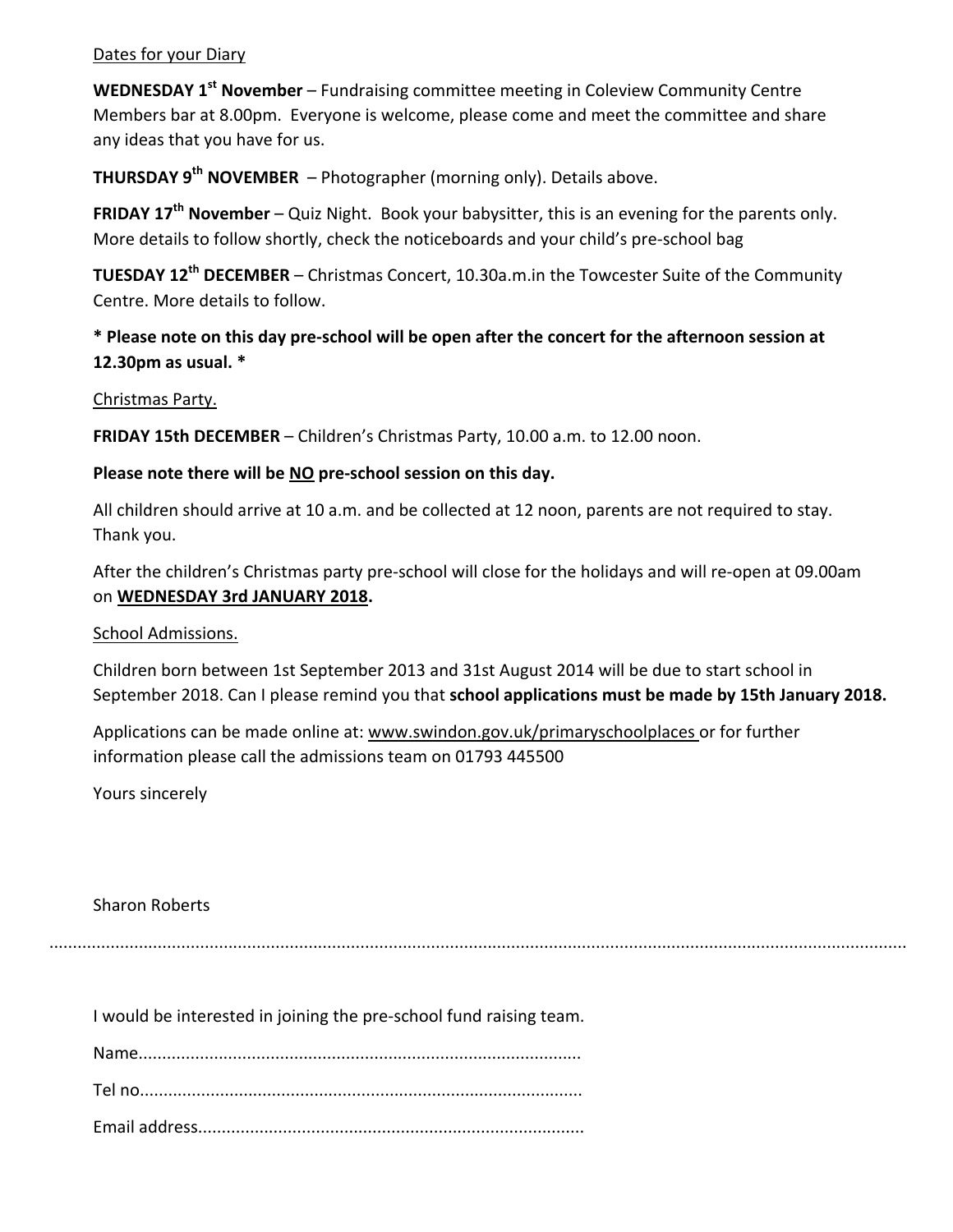Dates for your Diary

**WEDNESDAY 1st November** – Fundraising committee meeting in Coleview Community Centre Members bar at 8.00pm. Everyone is welcome, please come and meet the committee and share any ideas that you have for us.

**THURSDAY 9th NOVEMBER** – Photographer (morning only). Details above.

**FRIDAY 17th November** – Quiz Night. Book your babysitter, this is an evening for the parents only. More details to follow shortly, check the noticeboards and your child's pre-school bag

**TUESDAY 12th DECEMBER** – Christmas Concert, 10.30a.m.in the Towcester Suite of the Community Centre. More details to follow.

**\* Please note on this day pre-school will be open after the concert for the afternoon session at 12.30pm as usual. \***

Christmas Party.

**FRIDAY 15th DECEMBER** – Children's Christmas Party, 10.00 a.m. to 12.00 noon.

**Please note there will be NO pre-school session on this day.**

All children should arrive at 10 a.m. and be collected at 12 noon, parents are not required to stay. Thank you.

After the children's Christmas party pre-school will close for the holidays and will re-open at 09.00am on **WEDNESDAY 3rd JANUARY 2018.**

School Admissions.

Children born between 1st September 2013 and 31st August 2014 will be due to start school in September 2018. Can I please remind you that **school applications must be made by 15th January 2018.**

Applications can be made online at: www.swindon.gov.uk/primaryschoolplaces or for further information please call the admissions team on 01793 445500

Yours sincerely

Sharon Roberts

---

I would be interested in joining the pre-school fund raising team.

Name.............................................................................................

Tel no.............................................................................................

Email address.................................................................................